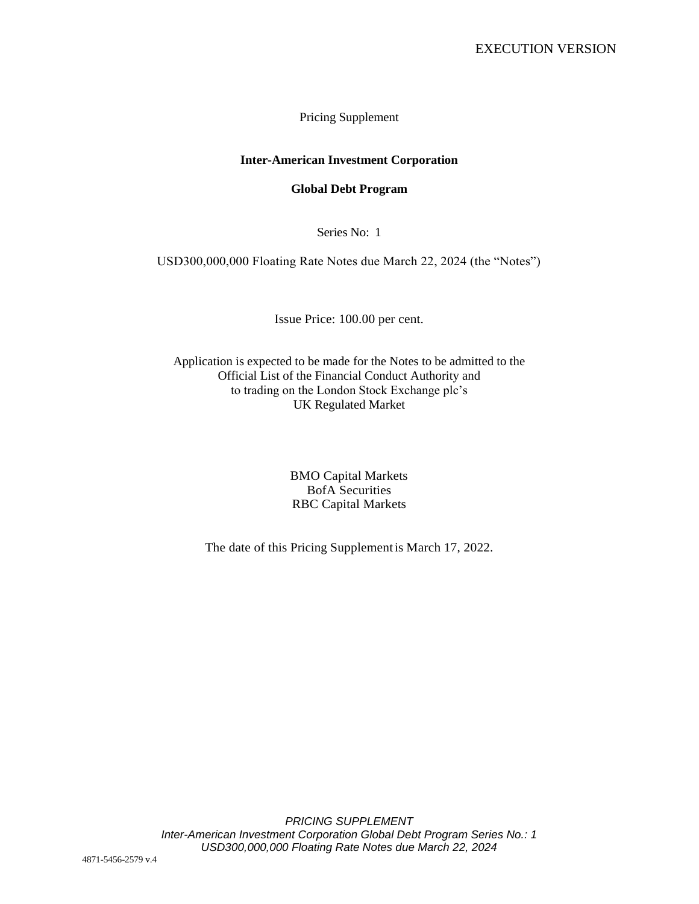EXECUTION VERSION

Pricing Supplement

**Inter-American Investment Corporation**

**Global Debt Program**

Series No: 1

USD300,000,000 Floating Rate Notes due March 22, 2024 (the "Notes")

Issue Price: 100.00 per cent.

Application is expected to be made for the Notes to be admitted to the Official List of the Financial Conduct Authority and to trading on the London Stock Exchange plc's UK Regulated Market

BMO Capital Markets
BofA Securities
RBC Capital Markets

The date of this Pricing Supplement is March 17, 2022.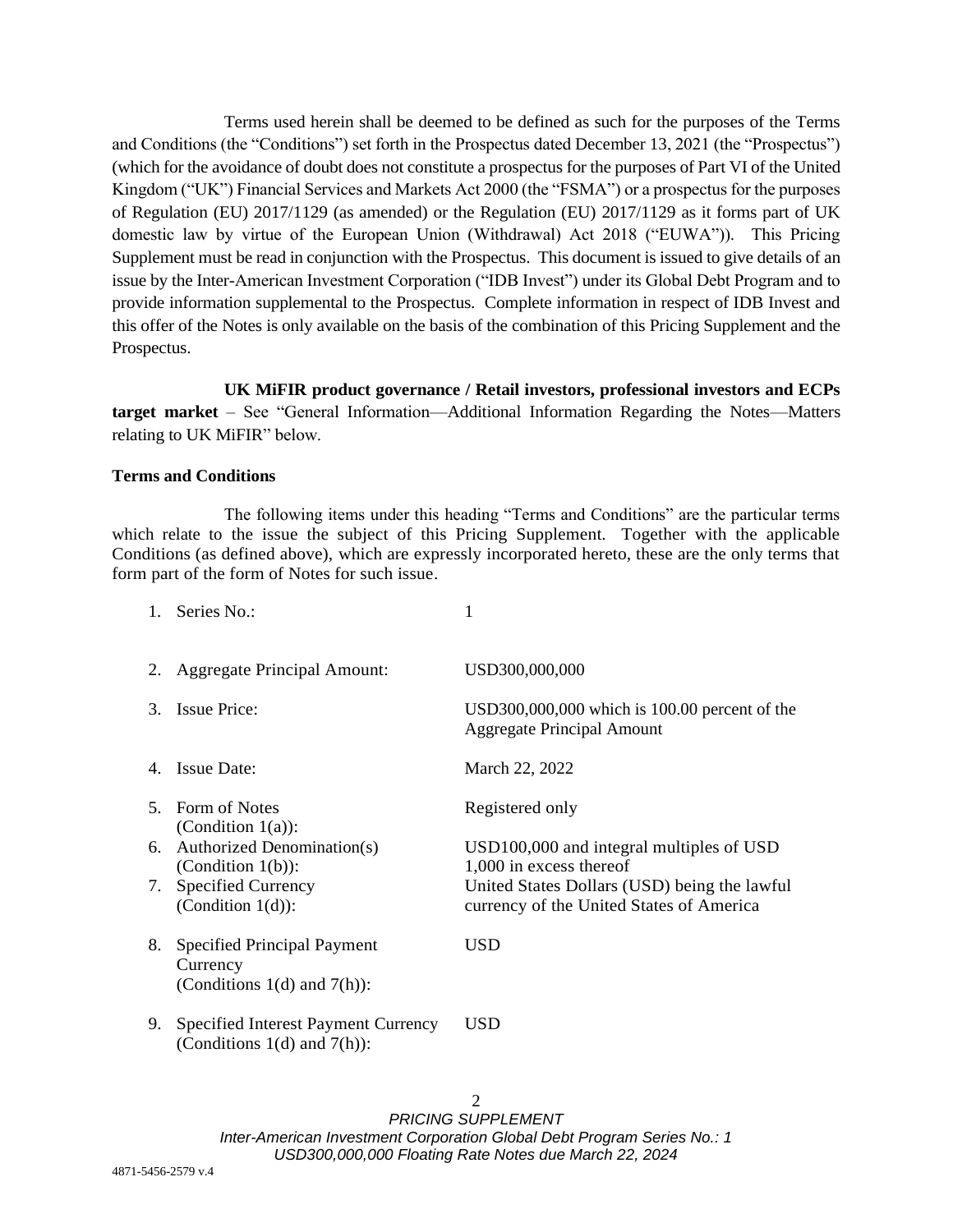Terms used herein shall be deemed to be defined as such for the purposes of the Terms and Conditions (the "Conditions") set forth in the Prospectus dated December 13, 2021 (the "Prospectus") (which for the avoidance of doubt does not constitute a prospectus for the purposes of Part VI of the United Kingdom ("UK") Financial Services and Markets Act 2000 (the "FSMA") or a prospectus for the purposes of Regulation (EU) 2017/1129 (as amended) or the Regulation (EU) 2017/1129 as it forms part of UK domestic law by virtue of the European Union (Withdrawal) Act 2018 ("EUWA")). This Pricing Supplement must be read in conjunction with the Prospectus. This document is issued to give details of an issue by the Inter-American Investment Corporation ("IDB Invest") under its Global Debt Program and to provide information supplemental to the Prospectus. Complete information in respect of IDB Invest and this offer of the Notes is only available on the basis of the combination of this Pricing Supplement and the Prospectus.

**UK MiFIR product governance / Retail investors, professional investors and ECPs target market** – See "General Information—Additional Information Regarding the Notes—Matters relating to UK MiFIR" below.

**Terms and Conditions**

The following items under this heading "Terms and Conditions" are the particular terms which relate to the issue the subject of this Pricing Supplement. Together with the applicable Conditions (as defined above), which are expressly incorporated hereto, these are the only terms that form part of the form of Notes for such issue.

| | | |
|---|---|---|
| 1. | Series No.: | 1 |
| 2. | Aggregate Principal Amount: | USD300,000,000 |
| 3. | Issue Price: | USD300,000,000 which is 100.00 percent of the Aggregate Principal Amount |
| 4. | Issue Date: | March 22, 2022 |
| 5. | Form of Notes (Condition 1(a)): | Registered only |
| 6. | Authorized Denomination(s) (Condition 1(b)): | USD100,000 and integral multiples of USD 1,000 in excess thereof |
| 7. | Specified Currency (Condition 1(d)): | United States Dollars (USD) being the lawful currency of the United States of America |
| 8. | Specified Principal Payment Currency (Conditions 1(d) and 7(h)): | USD |
| 9. | Specified Interest Payment Currency (Conditions 1(d) and 7(h)): | USD |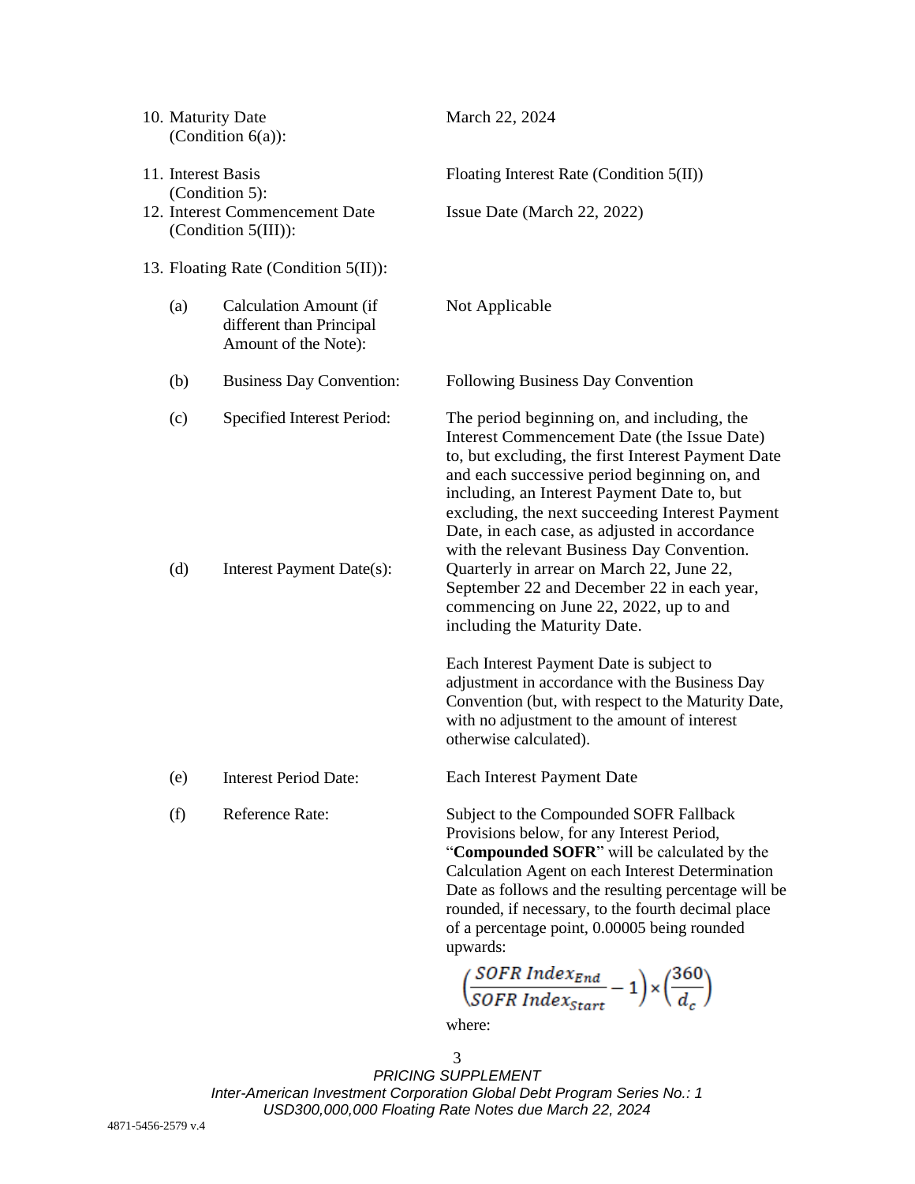| | | |
|---|---|---|
| 10. Maturity Date (Condition 6(a)): | | March 22, 2024 |
| 11. Interest Basis (Condition 5): | | Floating Interest Rate (Condition 5(II)) |
| 12. Interest Commencement Date (Condition 5(III)): | | Issue Date (March 22, 2022) |
| 13. Floating Rate (Condition 5(II)): | | |
| (a) | Calculation Amount (if different than Principal Amount of the Note): | Not Applicable |
| (b) | Business Day Convention: | Following Business Day Convention |
| (c) | Specified Interest Period: | The period beginning on, and including, the Interest Commencement Date (the Issue Date) to, but excluding, the first Interest Payment Date and each successive period beginning on, and including, an Interest Payment Date to, but excluding, the next succeeding Interest Payment Date, in each case, as adjusted in accordance with the relevant Business Day Convention. |
| (d) | Interest Payment Date(s): | Quarterly in arrear on March 22, June 22, September 22 and December 22 in each year, commencing on June 22, 2022, up to and including the Maturity Date.<br><br>Each Interest Payment Date is subject to adjustment in accordance with the Business Day Convention (but, with respect to the Maturity Date, with no adjustment to the amount of interest otherwise calculated). |
| (e) | Interest Period Date: | Each Interest Payment Date |
| (f) | Reference Rate: | Subject to the Compounded SOFR Fallback Provisions below, for any Interest Period, "**Compounded SOFR**" will be calculated by the Calculation Agent on each Interest Determination Date as follows and the resulting percentage will be rounded, if necessary, to the fourth decimal place of a percentage point, 0.00005 being rounded upwards: |

$$\left(\frac{SOFR\ Index_{End}}{SOFR\ Index_{Start}} - 1\right) \times \left(\frac{360}{d_c}\right)$$

where: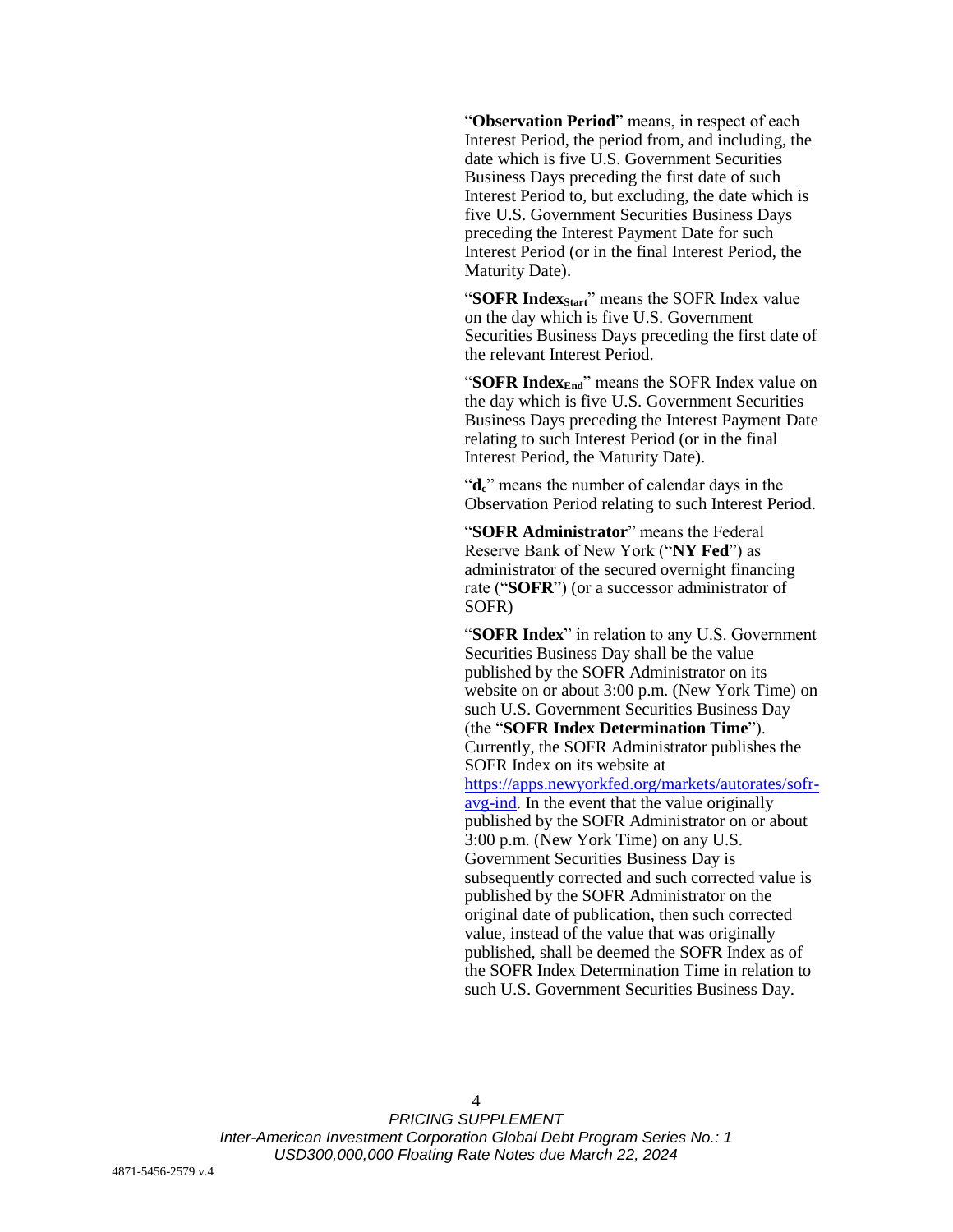"**Observation Period**" means, in respect of each Interest Period, the period from, and including, the date which is five U.S. Government Securities Business Days preceding the first date of such Interest Period to, but excluding, the date which is five U.S. Government Securities Business Days preceding the Interest Payment Date for such Interest Period (or in the final Interest Period, the Maturity Date).

"**SOFR Index$_{Start}$**" means the SOFR Index value on the day which is five U.S. Government Securities Business Days preceding the first date of the relevant Interest Period.

"**SOFR Index$_{End}$**" means the SOFR Index value on the day which is five U.S. Government Securities Business Days preceding the Interest Payment Date relating to such Interest Period (or in the final Interest Period, the Maturity Date).

"**$d_c$**" means the number of calendar days in the Observation Period relating to such Interest Period.

"**SOFR Administrator**" means the Federal Reserve Bank of New York ("**NY Fed**") as administrator of the secured overnight financing rate ("**SOFR**") (or a successor administrator of SOFR)

"**SOFR Index**" in relation to any U.S. Government Securities Business Day shall be the value published by the SOFR Administrator on its website on or about 3:00 p.m. (New York Time) on such U.S. Government Securities Business Day (the "**SOFR Index Determination Time**"). Currently, the SOFR Administrator publishes the SOFR Index on its website at https://apps.newyorkfed.org/markets/autorates/sofr-avg-ind. In the event that the value originally published by the SOFR Administrator on or about 3:00 p.m. (New York Time) on any U.S. Government Securities Business Day is subsequently corrected and such corrected value is published by the SOFR Administrator on the original date of publication, then such corrected value, instead of the value that was originally published, shall be deemed the SOFR Index as of the SOFR Index Determination Time in relation to such U.S. Government Securities Business Day.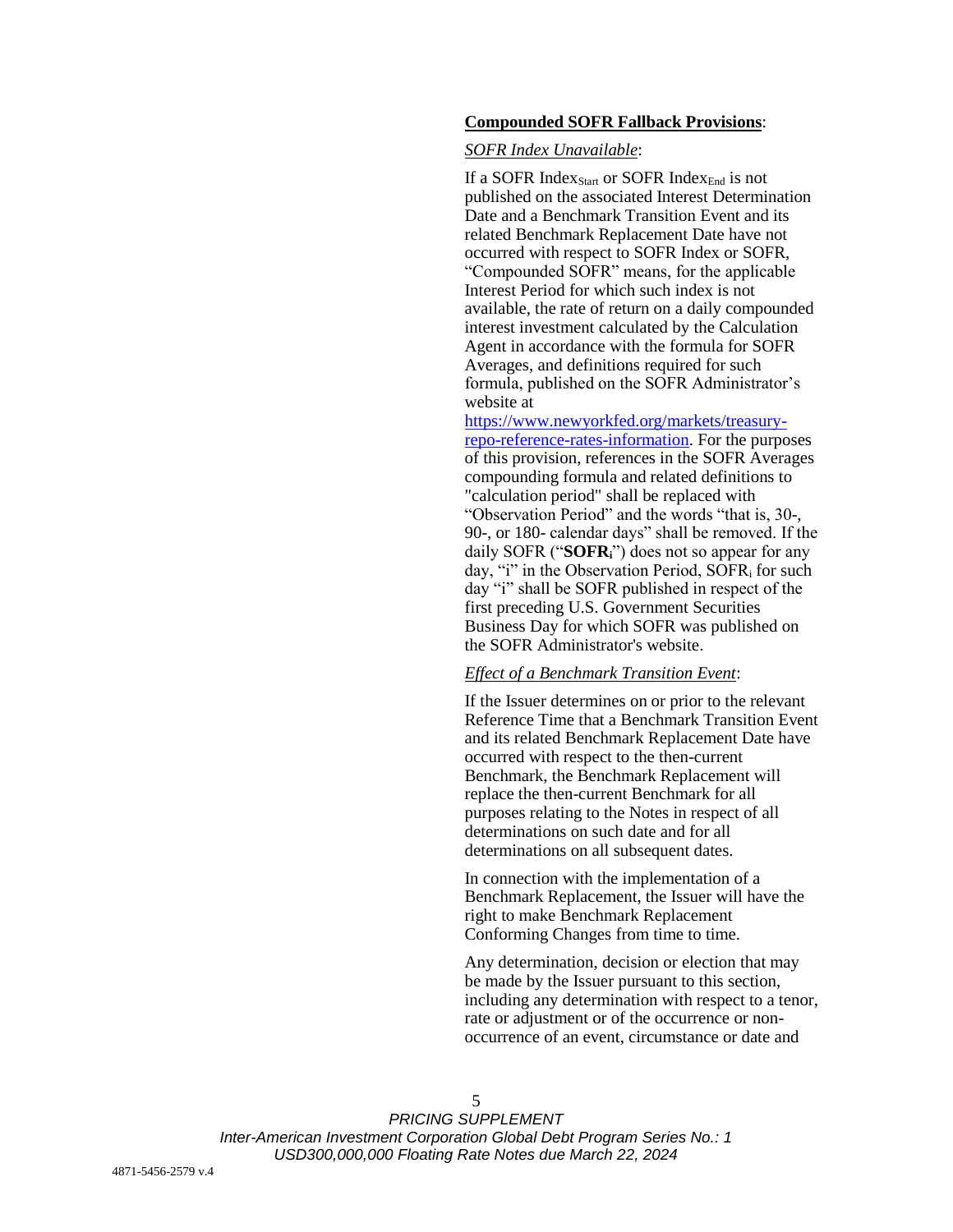**Compounded SOFR Fallback Provisions**:

*SOFR Index Unavailable*:

If a SOFR $\text{Index}_{\text{Start}}$ or SOFR $\text{Index}_{\text{End}}$ is not published on the associated Interest Determination Date and a Benchmark Transition Event and its related Benchmark Replacement Date have not occurred with respect to SOFR Index or SOFR, "Compounded SOFR" means, for the applicable Interest Period for which such index is not available, the rate of return on a daily compounded interest investment calculated by the Calculation Agent in accordance with the formula for SOFR Averages, and definitions required for such formula, published on the SOFR Administrator's website at [https://www.newyorkfed.org/markets/treasury-repo-reference-rates-information](https://www.newyorkfed.org/markets/treasury-repo-reference-rates-information). For the purposes of this provision, references in the SOFR Averages compounding formula and related definitions to "calculation period" shall be replaced with "Observation Period" and the words "that is, 30-, 90-, or 180- calendar days" shall be removed. If the daily SOFR ("**$\text{SOFR}_i$**") does not so appear for any day, "i" in the Observation Period, $\text{SOFR}_i$ for such day "i" shall be SOFR published in respect of the first preceding U.S. Government Securities Business Day for which SOFR was published on the SOFR Administrator's website.

*Effect of a Benchmark Transition Event*:

If the Issuer determines on or prior to the relevant Reference Time that a Benchmark Transition Event and its related Benchmark Replacement Date have occurred with respect to the then-current Benchmark, the Benchmark Replacement will replace the then-current Benchmark for all purposes relating to the Notes in respect of all determinations on such date and for all determinations on all subsequent dates.

In connection with the implementation of a Benchmark Replacement, the Issuer will have the right to make Benchmark Replacement Conforming Changes from time to time.

Any determination, decision or election that may be made by the Issuer pursuant to this section, including any determination with respect to a tenor, rate or adjustment or of the occurrence or non-occurrence of an event, circumstance or date and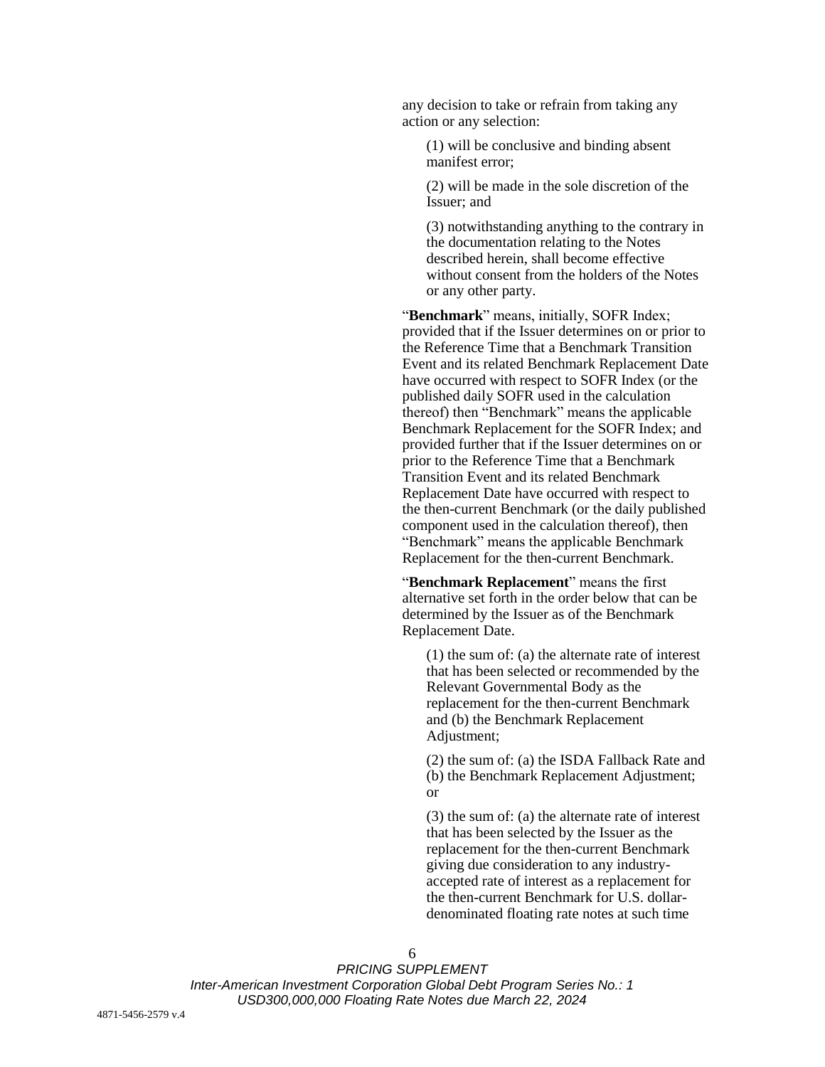any decision to take or refrain from taking any action or any selection:

(1) will be conclusive and binding absent manifest error;

(2) will be made in the sole discretion of the Issuer; and

(3) notwithstanding anything to the contrary in the documentation relating to the Notes described herein, shall become effective without consent from the holders of the Notes or any other party.

"**Benchmark**" means, initially, SOFR Index; provided that if the Issuer determines on or prior to the Reference Time that a Benchmark Transition Event and its related Benchmark Replacement Date have occurred with respect to SOFR Index (or the published daily SOFR used in the calculation thereof) then "Benchmark" means the applicable Benchmark Replacement for the SOFR Index; and provided further that if the Issuer determines on or prior to the Reference Time that a Benchmark Transition Event and its related Benchmark Replacement Date have occurred with respect to the then-current Benchmark (or the daily published component used in the calculation thereof), then "Benchmark" means the applicable Benchmark Replacement for the then-current Benchmark.

"**Benchmark Replacement**" means the first alternative set forth in the order below that can be determined by the Issuer as of the Benchmark Replacement Date.

(1) the sum of: (a) the alternate rate of interest that has been selected or recommended by the Relevant Governmental Body as the replacement for the then-current Benchmark and (b) the Benchmark Replacement Adjustment;

(2) the sum of: (a) the ISDA Fallback Rate and (b) the Benchmark Replacement Adjustment; or

(3) the sum of: (a) the alternate rate of interest that has been selected by the Issuer as the replacement for the then-current Benchmark giving due consideration to any industry-accepted rate of interest as a replacement for the then-current Benchmark for U.S. dollar-denominated floating rate notes at such time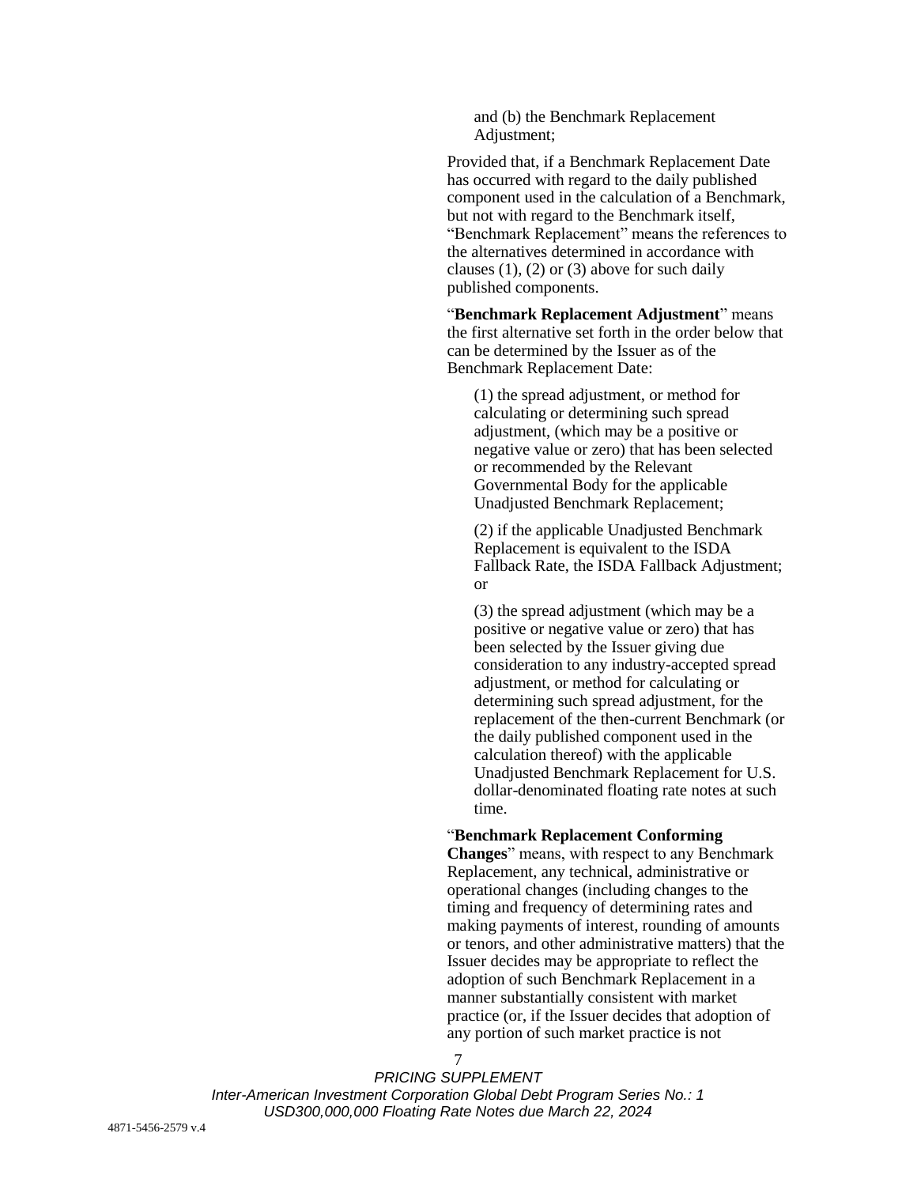and (b) the Benchmark Replacement Adjustment;

Provided that, if a Benchmark Replacement Date has occurred with regard to the daily published component used in the calculation of a Benchmark, but not with regard to the Benchmark itself, "Benchmark Replacement" means the references to the alternatives determined in accordance with clauses (1), (2) or (3) above for such daily published components.

"**Benchmark Replacement Adjustment**" means the first alternative set forth in the order below that can be determined by the Issuer as of the Benchmark Replacement Date:

(1) the spread adjustment, or method for calculating or determining such spread adjustment, (which may be a positive or negative value or zero) that has been selected or recommended by the Relevant Governmental Body for the applicable Unadjusted Benchmark Replacement;

(2) if the applicable Unadjusted Benchmark Replacement is equivalent to the ISDA Fallback Rate, the ISDA Fallback Adjustment; or

(3) the spread adjustment (which may be a positive or negative value or zero) that has been selected by the Issuer giving due consideration to any industry-accepted spread adjustment, or method for calculating or determining such spread adjustment, for the replacement of the then-current Benchmark (or the daily published component used in the calculation thereof) with the applicable Unadjusted Benchmark Replacement for U.S. dollar-denominated floating rate notes at such time.

"**Benchmark Replacement Conforming Changes**" means, with respect to any Benchmark Replacement, any technical, administrative or operational changes (including changes to the timing and frequency of determining rates and making payments of interest, rounding of amounts or tenors, and other administrative matters) that the Issuer decides may be appropriate to reflect the adoption of such Benchmark Replacement in a manner substantially consistent with market practice (or, if the Issuer decides that adoption of any portion of such market practice is not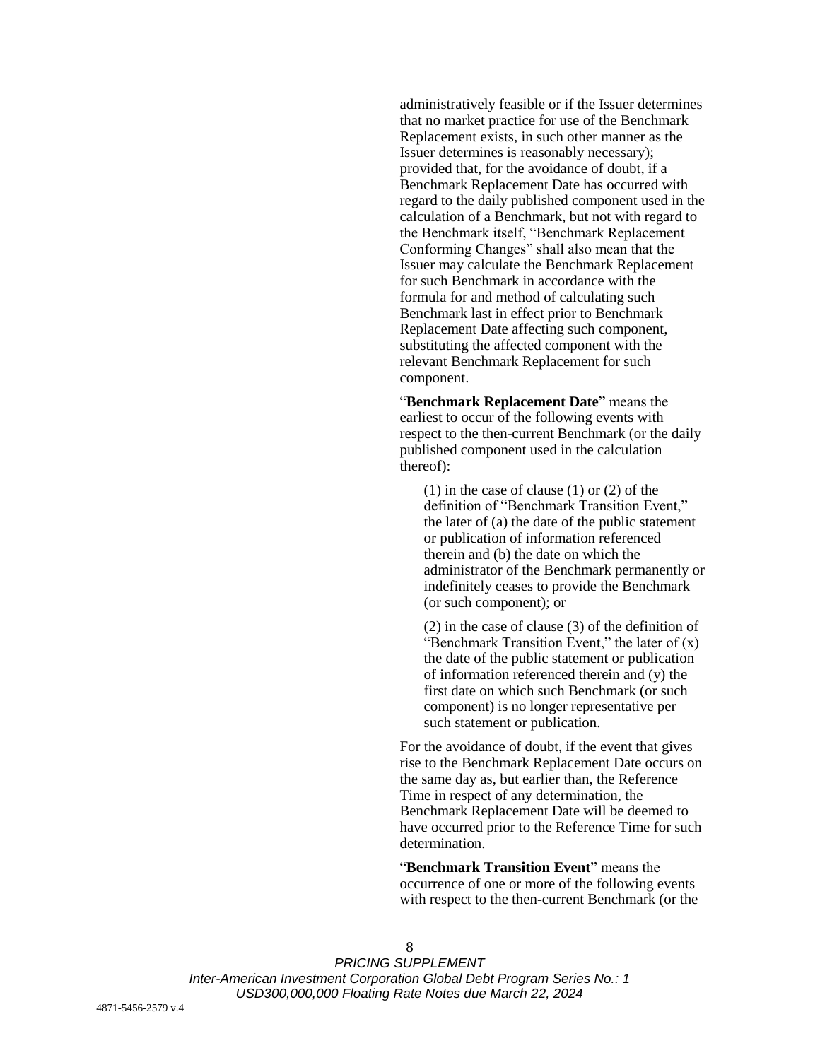administratively feasible or if the Issuer determines that no market practice for use of the Benchmark Replacement exists, in such other manner as the Issuer determines is reasonably necessary); provided that, for the avoidance of doubt, if a Benchmark Replacement Date has occurred with regard to the daily published component used in the calculation of a Benchmark, but not with regard to the Benchmark itself, "Benchmark Replacement Conforming Changes" shall also mean that the Issuer may calculate the Benchmark Replacement for such Benchmark in accordance with the formula for and method of calculating such Benchmark last in effect prior to Benchmark Replacement Date affecting such component, substituting the affected component with the relevant Benchmark Replacement for such component.

"**Benchmark Replacement Date**" means the earliest to occur of the following events with respect to the then-current Benchmark (or the daily published component used in the calculation thereof):

(1) in the case of clause (1) or (2) of the definition of "Benchmark Transition Event," the later of (a) the date of the public statement or publication of information referenced therein and (b) the date on which the administrator of the Benchmark permanently or indefinitely ceases to provide the Benchmark (or such component); or

(2) in the case of clause (3) of the definition of "Benchmark Transition Event," the later of (x) the date of the public statement or publication of information referenced therein and (y) the first date on which such Benchmark (or such component) is no longer representative per such statement or publication.

For the avoidance of doubt, if the event that gives rise to the Benchmark Replacement Date occurs on the same day as, but earlier than, the Reference Time in respect of any determination, the Benchmark Replacement Date will be deemed to have occurred prior to the Reference Time for such determination.

"**Benchmark Transition Event**" means the occurrence of one or more of the following events with respect to the then-current Benchmark (or the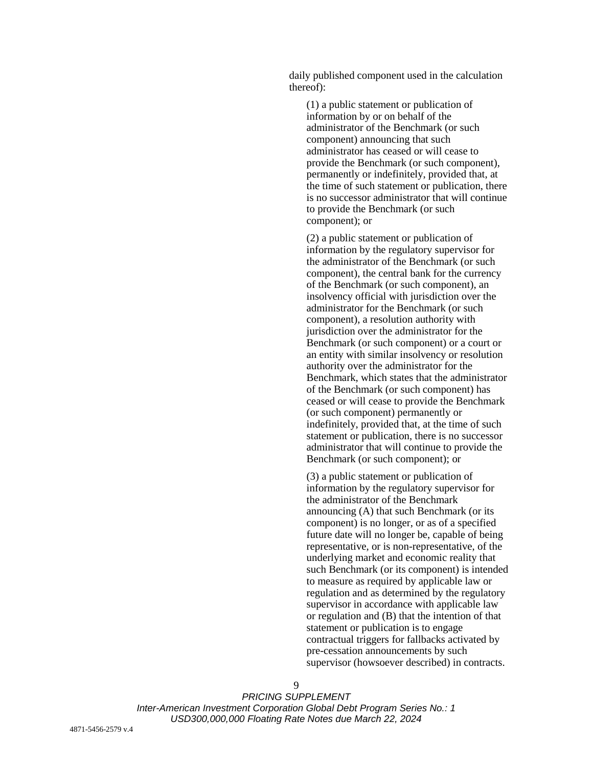daily published component used in the calculation thereof):

(1) a public statement or publication of information by or on behalf of the administrator of the Benchmark (or such component) announcing that such administrator has ceased or will cease to provide the Benchmark (or such component), permanently or indefinitely, provided that, at the time of such statement or publication, there is no successor administrator that will continue to provide the Benchmark (or such component); or

(2) a public statement or publication of information by the regulatory supervisor for the administrator of the Benchmark (or such component), the central bank for the currency of the Benchmark (or such component), an insolvency official with jurisdiction over the administrator for the Benchmark (or such component), a resolution authority with jurisdiction over the administrator for the Benchmark (or such component) or a court or an entity with similar insolvency or resolution authority over the administrator for the Benchmark, which states that the administrator of the Benchmark (or such component) has ceased or will cease to provide the Benchmark (or such component) permanently or indefinitely, provided that, at the time of such statement or publication, there is no successor administrator that will continue to provide the Benchmark (or such component); or

(3) a public statement or publication of information by the regulatory supervisor for the administrator of the Benchmark announcing (A) that such Benchmark (or its component) is no longer, or as of a specified future date will no longer be, capable of being representative, or is non-representative, of the underlying market and economic reality that such Benchmark (or its component) is intended to measure as required by applicable law or regulation and as determined by the regulatory supervisor in accordance with applicable law or regulation and (B) that the intention of that statement or publication is to engage contractual triggers for fallbacks activated by pre-cessation announcements by such supervisor (howsoever described) in contracts.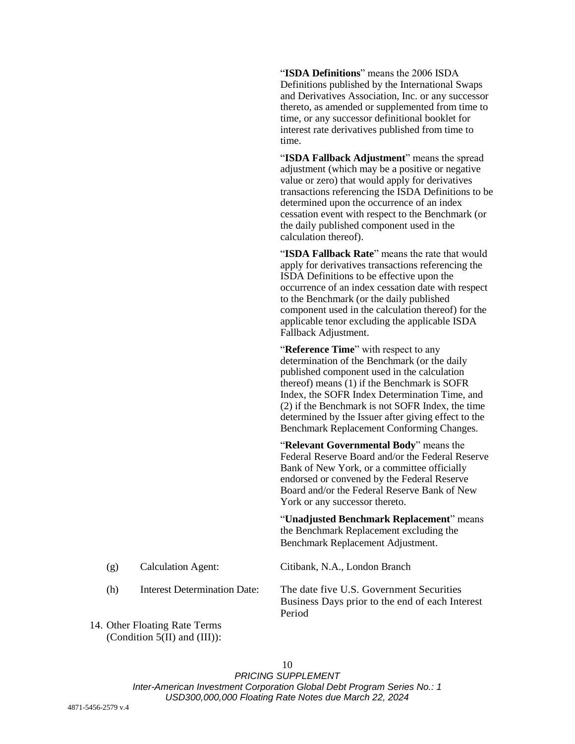"**ISDA Definitions**" means the 2006 ISDA Definitions published by the International Swaps and Derivatives Association, Inc. or any successor thereto, as amended or supplemented from time to time, or any successor definitional booklet for interest rate derivatives published from time to time.

"**ISDA Fallback Adjustment**" means the spread adjustment (which may be a positive or negative value or zero) that would apply for derivatives transactions referencing the ISDA Definitions to be determined upon the occurrence of an index cessation event with respect to the Benchmark (or the daily published component used in the calculation thereof).

"**ISDA Fallback Rate**" means the rate that would apply for derivatives transactions referencing the ISDA Definitions to be effective upon the occurrence of an index cessation date with respect to the Benchmark (or the daily published component used in the calculation thereof) for the applicable tenor excluding the applicable ISDA Fallback Adjustment.

"**Reference Time**" with respect to any determination of the Benchmark (or the daily published component used in the calculation thereof) means (1) if the Benchmark is SOFR Index, the SOFR Index Determination Time, and (2) if the Benchmark is not SOFR Index, the time determined by the Issuer after giving effect to the Benchmark Replacement Conforming Changes.

"**Relevant Governmental Body**" means the Federal Reserve Board and/or the Federal Reserve Bank of New York, or a committee officially endorsed or convened by the Federal Reserve Board and/or the Federal Reserve Bank of New York or any successor thereto.

"**Unadjusted Benchmark Replacement**" means the Benchmark Replacement excluding the Benchmark Replacement Adjustment.

(g) Calculation Agent: Citibank, N.A., London Branch

(h) Interest Determination Date: The date five U.S. Government Securities Business Days prior to the end of each Interest Period

14. Other Floating Rate Terms (Condition 5(II) and (III)):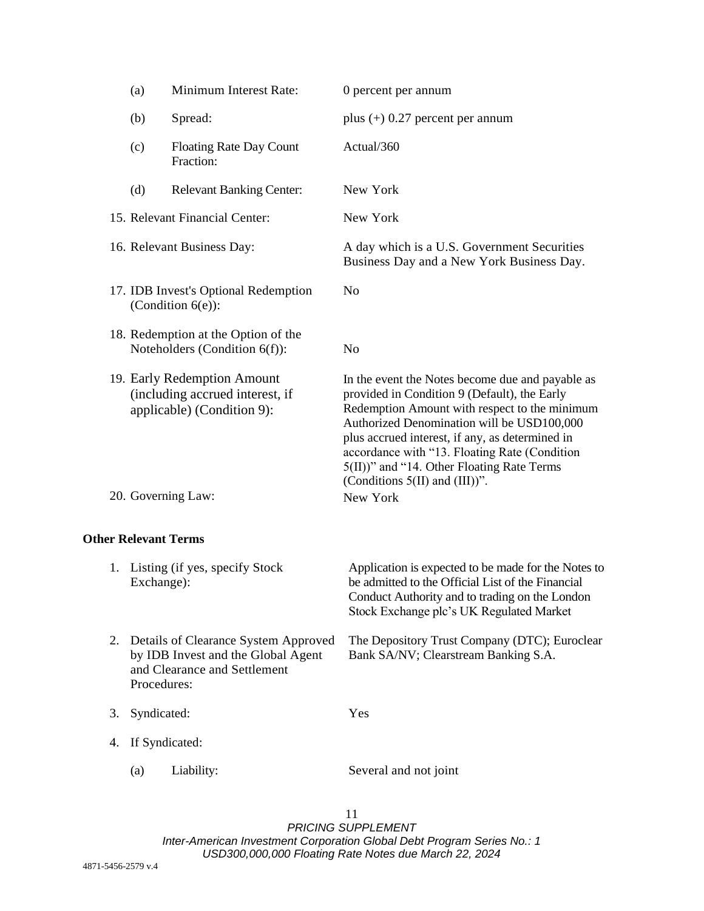| | | |
|---|---|---|
| (a) | Minimum Interest Rate: | 0 percent per annum |
| (b) | Spread: | plus (+) 0.27 percent per annum |
| (c) | Floating Rate Day Count Fraction: | Actual/360 |
| (d) | Relevant Banking Center: | New York |

| | |
|---|---|
| 15. Relevant Financial Center: | New York |
| 16. Relevant Business Day: | A day which is a U.S. Government Securities Business Day and a New York Business Day. |
| 17. IDB Invest's Optional Redemption (Condition 6(e)): | No |
| 18. Redemption at the Option of the Noteholders (Condition 6(f)): | No |
| 19. Early Redemption Amount (including accrued interest, if applicable) (Condition 9): | In the event the Notes become due and payable as provided in Condition 9 (Default), the Early Redemption Amount with respect to the minimum Authorized Denomination will be USD100,000 plus accrued interest, if any, as determined in accordance with "13. Floating Rate (Condition 5(II))" and "14. Other Floating Rate Terms (Conditions 5(II) and (III))". |
| 20. Governing Law: | New York |

**Other Relevant Terms**

| | |
|---|---|
| 1. Listing (if yes, specify Stock Exchange): | Application is expected to be made for the Notes to be admitted to the Official List of the Financial Conduct Authority and to trading on the London Stock Exchange plc's UK Regulated Market |
| 2. Details of Clearance System Approved by IDB Invest and the Global Agent and Clearance and Settlement Procedures: | The Depository Trust Company (DTC); Euroclear Bank SA/NV; Clearstream Banking S.A. |
| 3. Syndicated: | Yes |
| 4. If Syndicated: | |
| (a) Liability: | Several and not joint |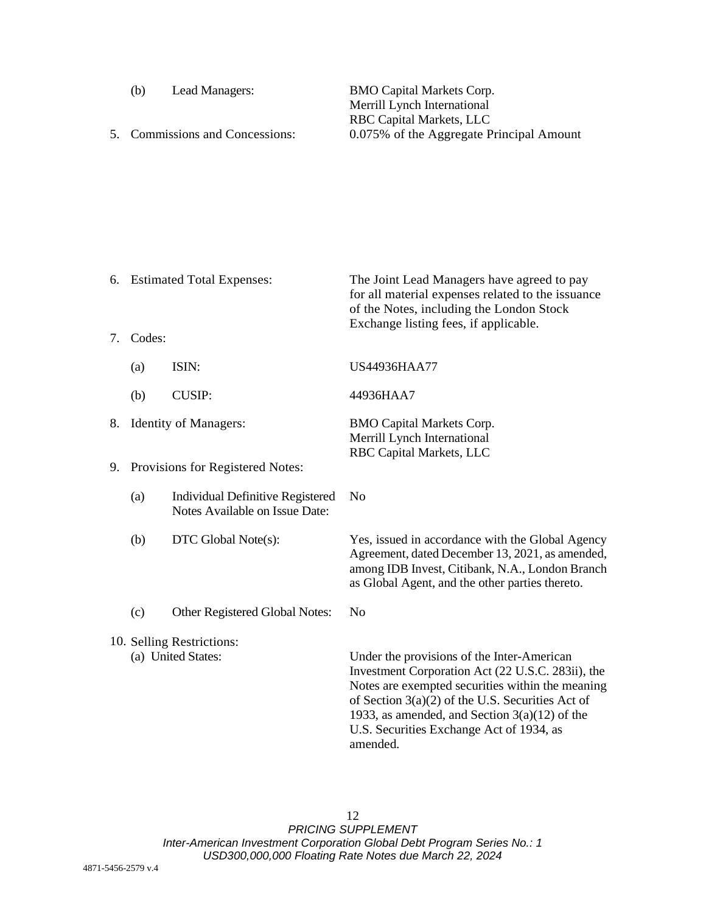| | | |
|---|---|---|
| | (b) Lead Managers: | BMO Capital Markets Corp.<br>Merrill Lynch International<br>RBC Capital Markets, LLC |
| 5. | Commissions and Concessions: | 0.075% of the Aggregate Principal Amount |
| 6. | Estimated Total Expenses: | The Joint Lead Managers have agreed to pay for all material expenses related to the issuance of the Notes, including the London Stock Exchange listing fees, if applicable. |
| 7. | Codes: | |
| | (a) ISIN: | US44936HAA77 |
| | (b) CUSIP: | 44936HAA7 |
| 8. | Identity of Managers: | BMO Capital Markets Corp.<br>Merrill Lynch International<br>RBC Capital Markets, LLC |
| 9. | Provisions for Registered Notes: | |
| | (a) Individual Definitive Registered Notes Available on Issue Date: | No |
| | (b) DTC Global Note(s): | Yes, issued in accordance with the Global Agency Agreement, dated December 13, 2021, as amended, among IDB Invest, Citibank, N.A., London Branch as Global Agent, and the other parties thereto. |
| | (c) Other Registered Global Notes: | No |
| 10. | Selling Restrictions: | |
| | (a) United States: | Under the provisions of the Inter-American Investment Corporation Act (22 U.S.C. 283ii), the Notes are exempted securities within the meaning of Section 3(a)(2) of the U.S. Securities Act of 1933, as amended, and Section 3(a)(12) of the U.S. Securities Exchange Act of 1934, as amended. |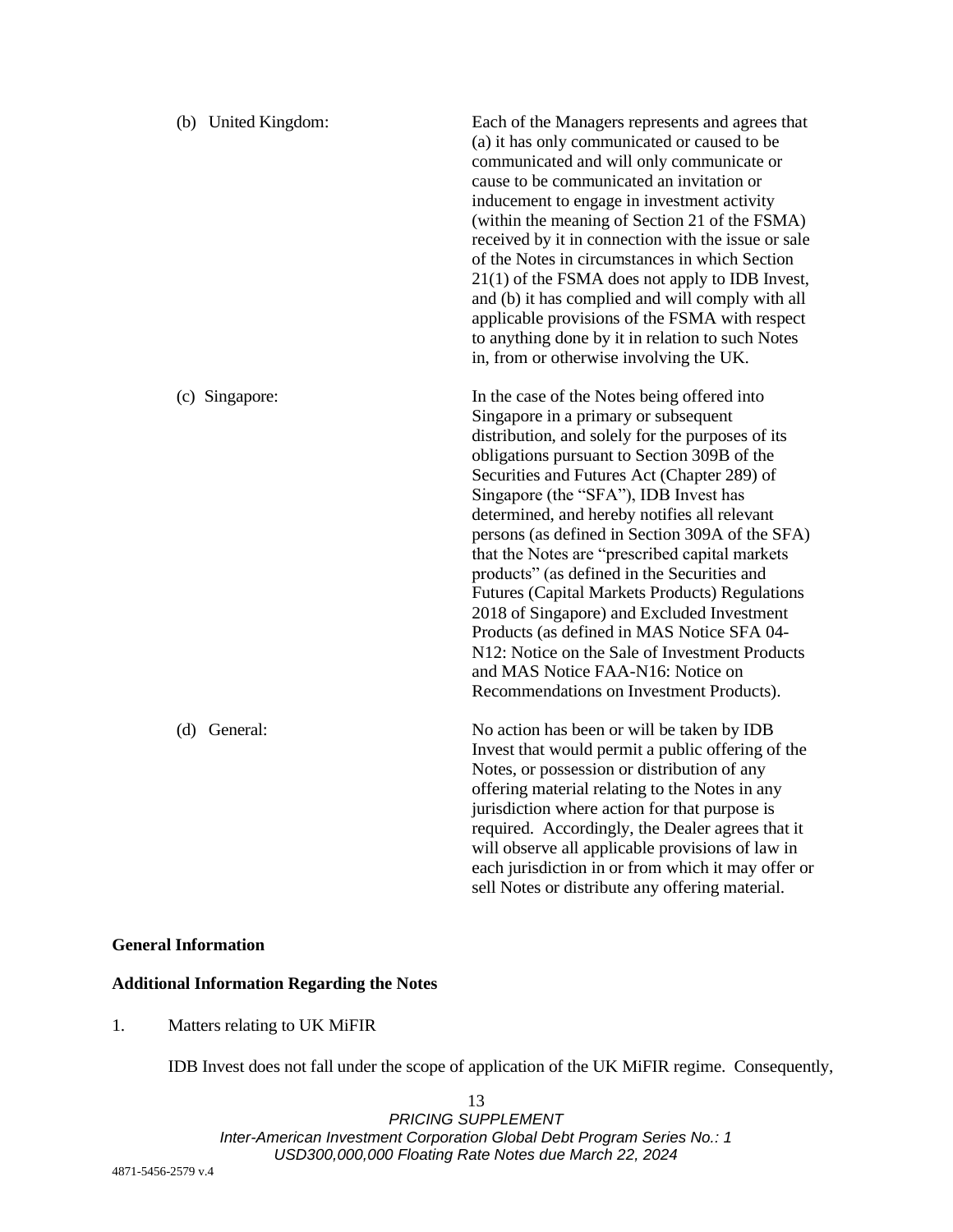| | |
|---|---|
| (b) United Kingdom: | Each of the Managers represents and agrees that (a) it has only communicated or caused to be communicated and will only communicate or cause to be communicated an invitation or inducement to engage in investment activity (within the meaning of Section 21 of the FSMA) received by it in connection with the issue or sale of the Notes in circumstances in which Section 21(1) of the FSMA does not apply to IDB Invest, and (b) it has complied and will comply with all applicable provisions of the FSMA with respect to anything done by it in relation to such Notes in, from or otherwise involving the UK. |
| (c) Singapore: | In the case of the Notes being offered into Singapore in a primary or subsequent distribution, and solely for the purposes of its obligations pursuant to Section 309B of the Securities and Futures Act (Chapter 289) of Singapore (the "SFA"), IDB Invest has determined, and hereby notifies all relevant persons (as defined in Section 309A of the SFA) that the Notes are "prescribed capital markets products" (as defined in the Securities and Futures (Capital Markets Products) Regulations 2018 of Singapore) and Excluded Investment Products (as defined in MAS Notice SFA 04-N12: Notice on the Sale of Investment Products and MAS Notice FAA-N16: Notice on Recommendations on Investment Products). |
| (d) General: | No action has been or will be taken by IDB Invest that would permit a public offering of the Notes, or possession or distribution of any offering material relating to the Notes in any jurisdiction where action for that purpose is required. Accordingly, the Dealer agrees that it will observe all applicable provisions of law in each jurisdiction in or from which it may offer or sell Notes or distribute any offering material. |

**General Information**

**Additional Information Regarding the Notes**

1. Matters relating to UK MiFIR

IDB Invest does not fall under the scope of application of the UK MiFIR regime. Consequently,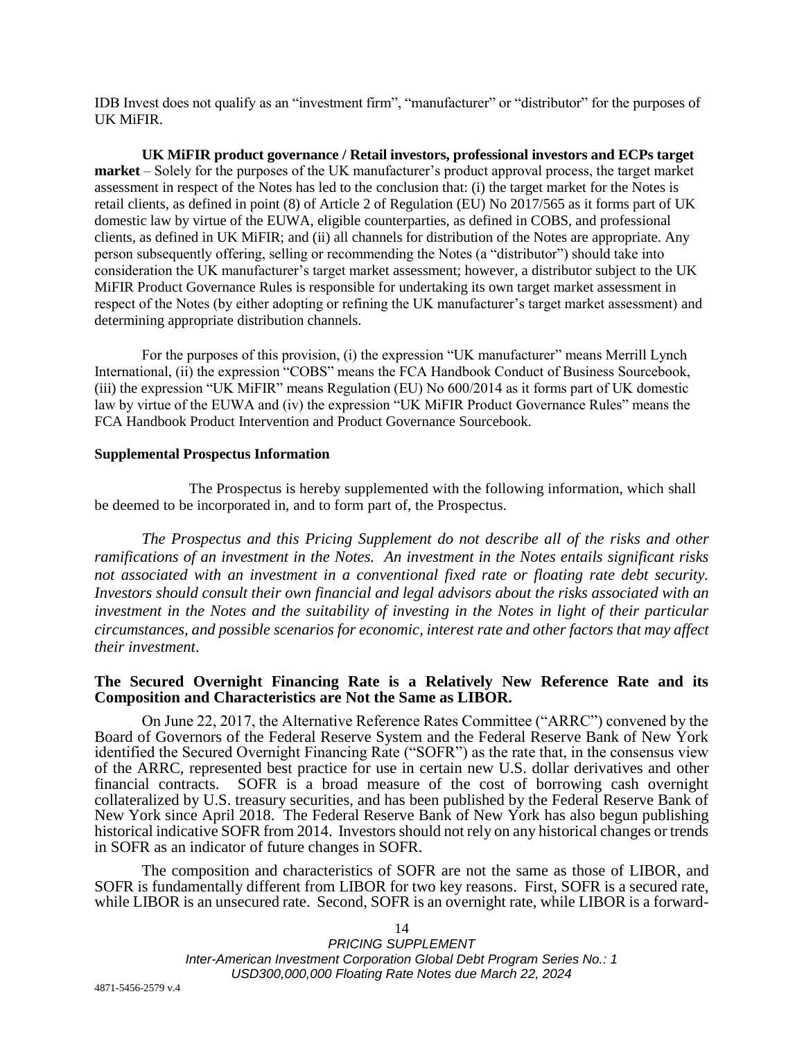IDB Invest does not qualify as an "investment firm", "manufacturer" or "distributor" for the purposes of UK MiFIR.

**UK MiFIR product governance / Retail investors, professional investors and ECPs target market** – Solely for the purposes of the UK manufacturer's product approval process, the target market assessment in respect of the Notes has led to the conclusion that: (i) the target market for the Notes is retail clients, as defined in point (8) of Article 2 of Regulation (EU) No 2017/565 as it forms part of UK domestic law by virtue of the EUWA, eligible counterparties, as defined in COBS, and professional clients, as defined in UK MiFIR; and (ii) all channels for distribution of the Notes are appropriate. Any person subsequently offering, selling or recommending the Notes (a "distributor") should take into consideration the UK manufacturer's target market assessment; however, a distributor subject to the UK MiFIR Product Governance Rules is responsible for undertaking its own target market assessment in respect of the Notes (by either adopting or refining the UK manufacturer's target market assessment) and determining appropriate distribution channels.

For the purposes of this provision, (i) the expression "UK manufacturer" means Merrill Lynch International, (ii) the expression "COBS" means the FCA Handbook Conduct of Business Sourcebook, (iii) the expression "UK MiFIR" means Regulation (EU) No 600/2014 as it forms part of UK domestic law by virtue of the EUWA and (iv) the expression "UK MiFIR Product Governance Rules" means the FCA Handbook Product Intervention and Product Governance Sourcebook.

**Supplemental Prospectus Information**

The Prospectus is hereby supplemented with the following information, which shall be deemed to be incorporated in, and to form part of, the Prospectus.

*The Prospectus and this Pricing Supplement do not describe all of the risks and other ramifications of an investment in the Notes. An investment in the Notes entails significant risks not associated with an investment in a conventional fixed rate or floating rate debt security. Investors should consult their own financial and legal advisors about the risks associated with an investment in the Notes and the suitability of investing in the Notes in light of their particular circumstances, and possible scenarios for economic, interest rate and other factors that may affect their investment*.

**The Secured Overnight Financing Rate is a Relatively New Reference Rate and its Composition and Characteristics are Not the Same as LIBOR.**

On June 22, 2017, the Alternative Reference Rates Committee ("ARRC") convened by the Board of Governors of the Federal Reserve System and the Federal Reserve Bank of New York identified the Secured Overnight Financing Rate ("SOFR") as the rate that, in the consensus view of the ARRC, represented best practice for use in certain new U.S. dollar derivatives and other financial contracts. SOFR is a broad measure of the cost of borrowing cash overnight collateralized by U.S. treasury securities, and has been published by the Federal Reserve Bank of New York since April 2018. The Federal Reserve Bank of New York has also begun publishing historical indicative SOFR from 2014. Investors should not rely on any historical changes or trends in SOFR as an indicator of future changes in SOFR.

The composition and characteristics of SOFR are not the same as those of LIBOR, and SOFR is fundamentally different from LIBOR for two key reasons. First, SOFR is a secured rate, while LIBOR is an unsecured rate. Second, SOFR is an overnight rate, while LIBOR is a forward-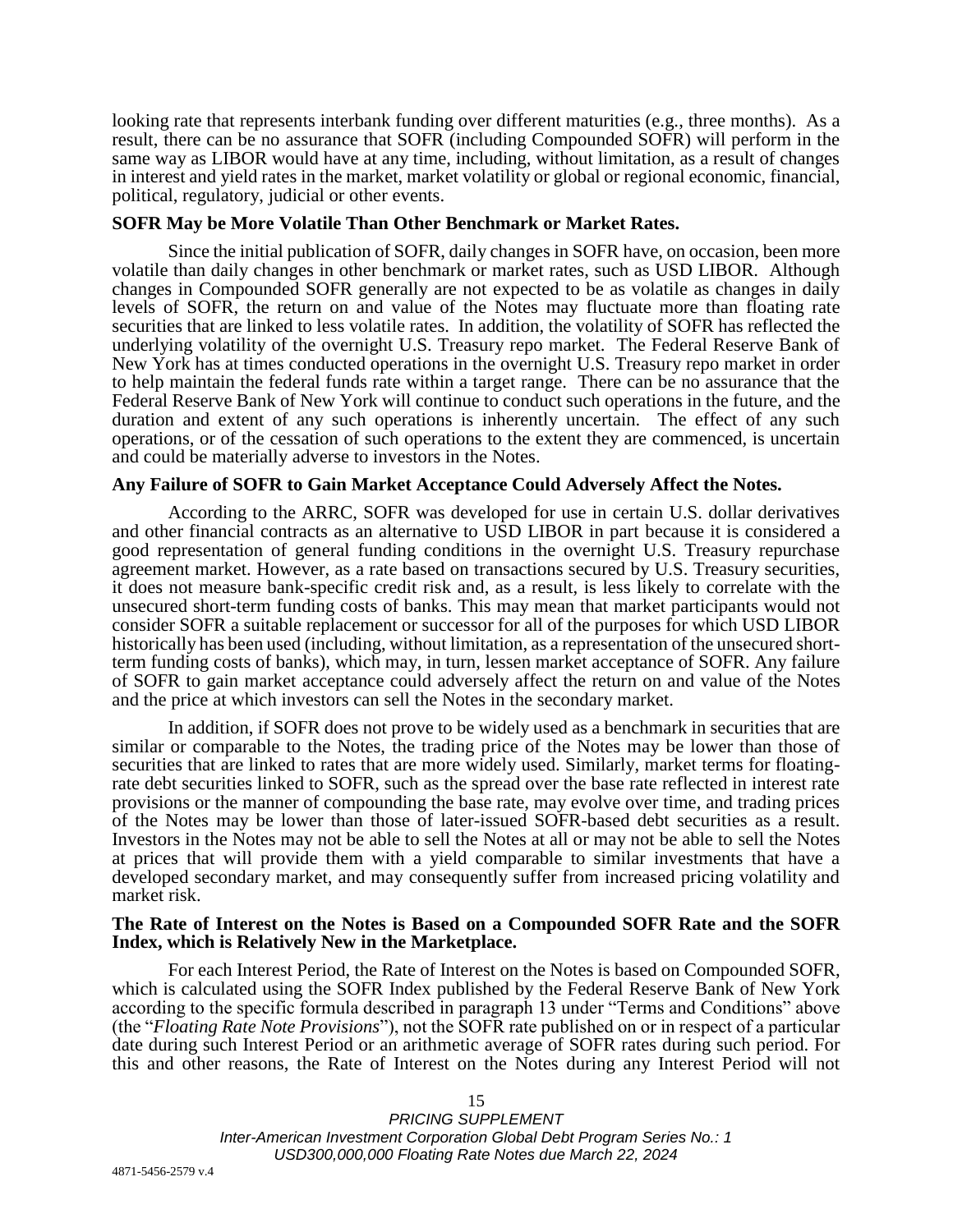looking rate that represents interbank funding over different maturities (e.g., three months). As a result, there can be no assurance that SOFR (including Compounded SOFR) will perform in the same way as LIBOR would have at any time, including, without limitation, as a result of changes in interest and yield rates in the market, market volatility or global or regional economic, financial, political, regulatory, judicial or other events.

**SOFR May be More Volatile Than Other Benchmark or Market Rates.**

Since the initial publication of SOFR, daily changes in SOFR have, on occasion, been more volatile than daily changes in other benchmark or market rates, such as USD LIBOR. Although changes in Compounded SOFR generally are not expected to be as volatile as changes in daily levels of SOFR, the return on and value of the Notes may fluctuate more than floating rate securities that are linked to less volatile rates. In addition, the volatility of SOFR has reflected the underlying volatility of the overnight U.S. Treasury repo market. The Federal Reserve Bank of New York has at times conducted operations in the overnight U.S. Treasury repo market in order to help maintain the federal funds rate within a target range. There can be no assurance that the Federal Reserve Bank of New York will continue to conduct such operations in the future, and the duration and extent of any such operations is inherently uncertain. The effect of any such operations, or of the cessation of such operations to the extent they are commenced, is uncertain and could be materially adverse to investors in the Notes.

**Any Failure of SOFR to Gain Market Acceptance Could Adversely Affect the Notes.**

According to the ARRC, SOFR was developed for use in certain U.S. dollar derivatives and other financial contracts as an alternative to USD LIBOR in part because it is considered a good representation of general funding conditions in the overnight U.S. Treasury repurchase agreement market. However, as a rate based on transactions secured by U.S. Treasury securities, it does not measure bank-specific credit risk and, as a result, is less likely to correlate with the unsecured short-term funding costs of banks. This may mean that market participants would not consider SOFR a suitable replacement or successor for all of the purposes for which USD LIBOR historically has been used (including, without limitation, as a representation of the unsecured short-term funding costs of banks), which may, in turn, lessen market acceptance of SOFR. Any failure of SOFR to gain market acceptance could adversely affect the return on and value of the Notes and the price at which investors can sell the Notes in the secondary market.

In addition, if SOFR does not prove to be widely used as a benchmark in securities that are similar or comparable to the Notes, the trading price of the Notes may be lower than those of securities that are linked to rates that are more widely used. Similarly, market terms for floating-rate debt securities linked to SOFR, such as the spread over the base rate reflected in interest rate provisions or the manner of compounding the base rate, may evolve over time, and trading prices of the Notes may be lower than those of later-issued SOFR-based debt securities as a result. Investors in the Notes may not be able to sell the Notes at all or may not be able to sell the Notes at prices that will provide them with a yield comparable to similar investments that have a developed secondary market, and may consequently suffer from increased pricing volatility and market risk.

**The Rate of Interest on the Notes is Based on a Compounded SOFR Rate and the SOFR Index, which is Relatively New in the Marketplace.**

For each Interest Period, the Rate of Interest on the Notes is based on Compounded SOFR, which is calculated using the SOFR Index published by the Federal Reserve Bank of New York according to the specific formula described in paragraph 13 under "Terms and Conditions" above (the "*Floating Rate Note Provisions*"), not the SOFR rate published on or in respect of a particular date during such Interest Period or an arithmetic average of SOFR rates during such period. For this and other reasons, the Rate of Interest on the Notes during any Interest Period will not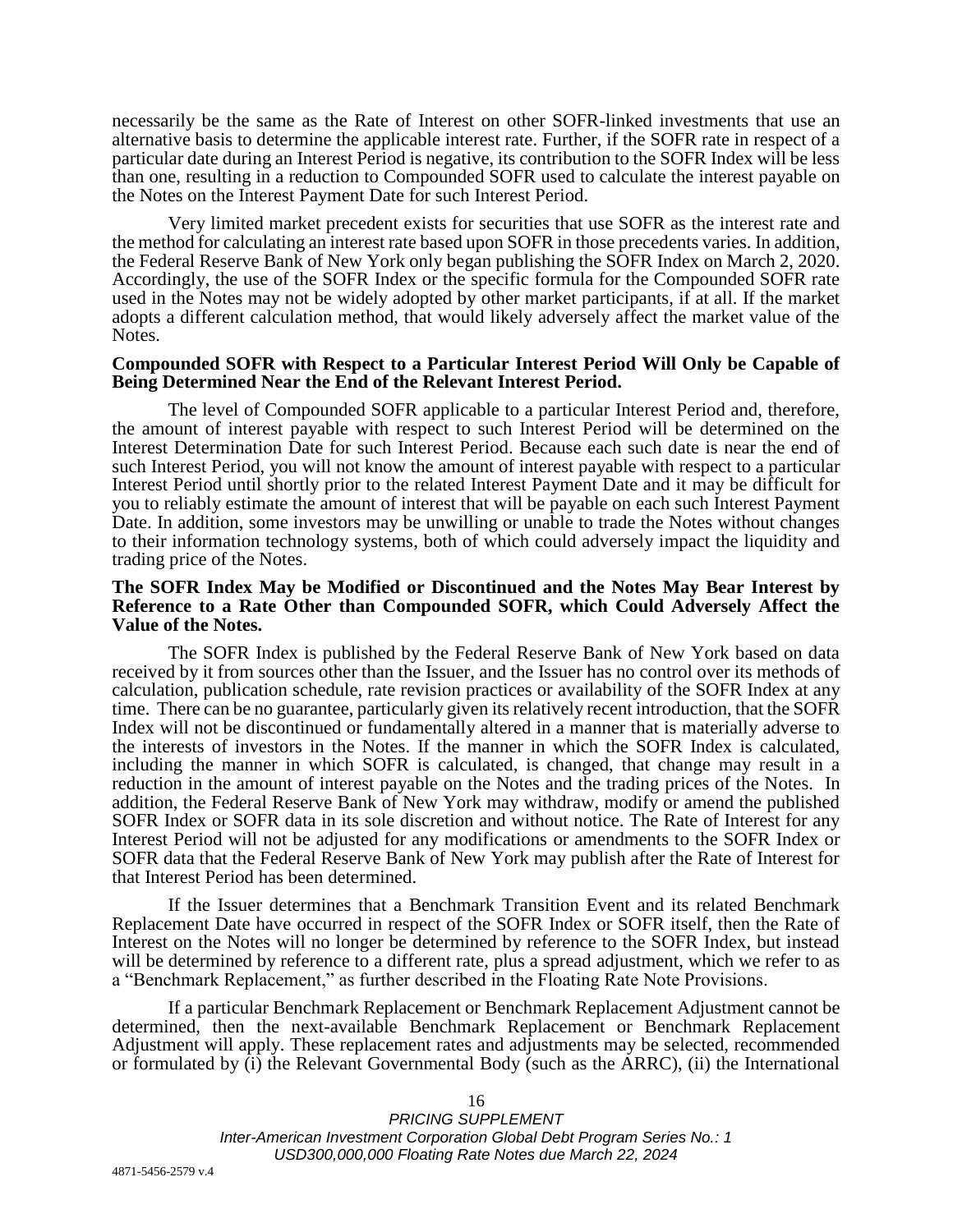necessarily be the same as the Rate of Interest on other SOFR-linked investments that use an alternative basis to determine the applicable interest rate. Further, if the SOFR rate in respect of a particular date during an Interest Period is negative, its contribution to the SOFR Index will be less than one, resulting in a reduction to Compounded SOFR used to calculate the interest payable on the Notes on the Interest Payment Date for such Interest Period.

Very limited market precedent exists for securities that use SOFR as the interest rate and the method for calculating an interest rate based upon SOFR in those precedents varies. In addition, the Federal Reserve Bank of New York only began publishing the SOFR Index on March 2, 2020. Accordingly, the use of the SOFR Index or the specific formula for the Compounded SOFR rate used in the Notes may not be widely adopted by other market participants, if at all. If the market adopts a different calculation method, that would likely adversely affect the market value of the Notes.

**Compounded SOFR with Respect to a Particular Interest Period Will Only be Capable of Being Determined Near the End of the Relevant Interest Period.**

The level of Compounded SOFR applicable to a particular Interest Period and, therefore, the amount of interest payable with respect to such Interest Period will be determined on the Interest Determination Date for such Interest Period. Because each such date is near the end of such Interest Period, you will not know the amount of interest payable with respect to a particular Interest Period until shortly prior to the related Interest Payment Date and it may be difficult for you to reliably estimate the amount of interest that will be payable on each such Interest Payment Date. In addition, some investors may be unwilling or unable to trade the Notes without changes to their information technology systems, both of which could adversely impact the liquidity and trading price of the Notes.

**The SOFR Index May be Modified or Discontinued and the Notes May Bear Interest by Reference to a Rate Other than Compounded SOFR, which Could Adversely Affect the Value of the Notes.**

The SOFR Index is published by the Federal Reserve Bank of New York based on data received by it from sources other than the Issuer, and the Issuer has no control over its methods of calculation, publication schedule, rate revision practices or availability of the SOFR Index at any time. There can be no guarantee, particularly given its relatively recent introduction, that the SOFR Index will not be discontinued or fundamentally altered in a manner that is materially adverse to the interests of investors in the Notes. If the manner in which the SOFR Index is calculated, including the manner in which SOFR is calculated, is changed, that change may result in a reduction in the amount of interest payable on the Notes and the trading prices of the Notes. In addition, the Federal Reserve Bank of New York may withdraw, modify or amend the published SOFR Index or SOFR data in its sole discretion and without notice. The Rate of Interest for any Interest Period will not be adjusted for any modifications or amendments to the SOFR Index or SOFR data that the Federal Reserve Bank of New York may publish after the Rate of Interest for that Interest Period has been determined.

If the Issuer determines that a Benchmark Transition Event and its related Benchmark Replacement Date have occurred in respect of the SOFR Index or SOFR itself, then the Rate of Interest on the Notes will no longer be determined by reference to the SOFR Index, but instead will be determined by reference to a different rate, plus a spread adjustment, which we refer to as a "Benchmark Replacement," as further described in the Floating Rate Note Provisions.

If a particular Benchmark Replacement or Benchmark Replacement Adjustment cannot be determined, then the next-available Benchmark Replacement or Benchmark Replacement Adjustment will apply. These replacement rates and adjustments may be selected, recommended or formulated by (i) the Relevant Governmental Body (such as the ARRC), (ii) the International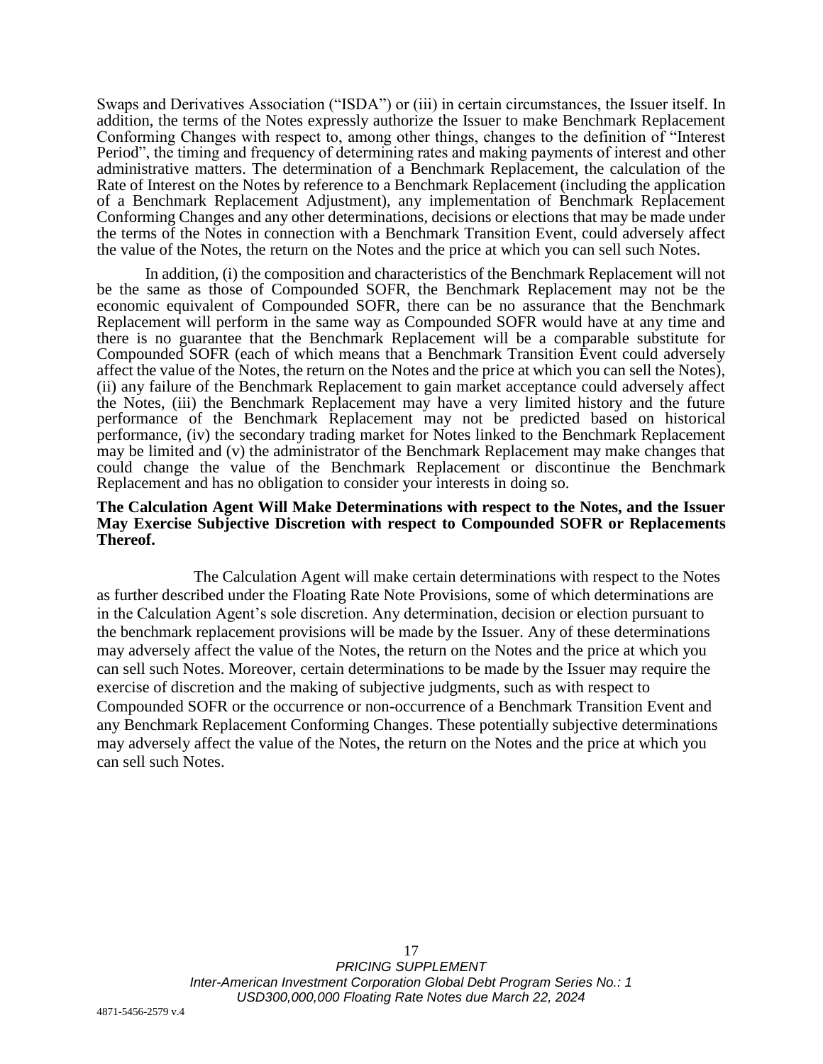Swaps and Derivatives Association ("ISDA") or (iii) in certain circumstances, the Issuer itself. In addition, the terms of the Notes expressly authorize the Issuer to make Benchmark Replacement Conforming Changes with respect to, among other things, changes to the definition of "Interest Period", the timing and frequency of determining rates and making payments of interest and other administrative matters. The determination of a Benchmark Replacement, the calculation of the Rate of Interest on the Notes by reference to a Benchmark Replacement (including the application of a Benchmark Replacement Adjustment), any implementation of Benchmark Replacement Conforming Changes and any other determinations, decisions or elections that may be made under the terms of the Notes in connection with a Benchmark Transition Event, could adversely affect the value of the Notes, the return on the Notes and the price at which you can sell such Notes.

In addition, (i) the composition and characteristics of the Benchmark Replacement will not be the same as those of Compounded SOFR, the Benchmark Replacement may not be the economic equivalent of Compounded SOFR, there can be no assurance that the Benchmark Replacement will perform in the same way as Compounded SOFR would have at any time and there is no guarantee that the Benchmark Replacement will be a comparable substitute for Compounded SOFR (each of which means that a Benchmark Transition Event could adversely affect the value of the Notes, the return on the Notes and the price at which you can sell the Notes), (ii) any failure of the Benchmark Replacement to gain market acceptance could adversely affect the Notes, (iii) the Benchmark Replacement may have a very limited history and the future performance of the Benchmark Replacement may not be predicted based on historical performance, (iv) the secondary trading market for Notes linked to the Benchmark Replacement may be limited and (v) the administrator of the Benchmark Replacement may make changes that could change the value of the Benchmark Replacement or discontinue the Benchmark Replacement and has no obligation to consider your interests in doing so.

**The Calculation Agent Will Make Determinations with respect to the Notes, and the Issuer May Exercise Subjective Discretion with respect to Compounded SOFR or Replacements Thereof.**

The Calculation Agent will make certain determinations with respect to the Notes as further described under the Floating Rate Note Provisions, some of which determinations are in the Calculation Agent's sole discretion. Any determination, decision or election pursuant to the benchmark replacement provisions will be made by the Issuer. Any of these determinations may adversely affect the value of the Notes, the return on the Notes and the price at which you can sell such Notes. Moreover, certain determinations to be made by the Issuer may require the exercise of discretion and the making of subjective judgments, such as with respect to Compounded SOFR or the occurrence or non-occurrence of a Benchmark Transition Event and any Benchmark Replacement Conforming Changes. These potentially subjective determinations may adversely affect the value of the Notes, the return on the Notes and the price at which you can sell such Notes.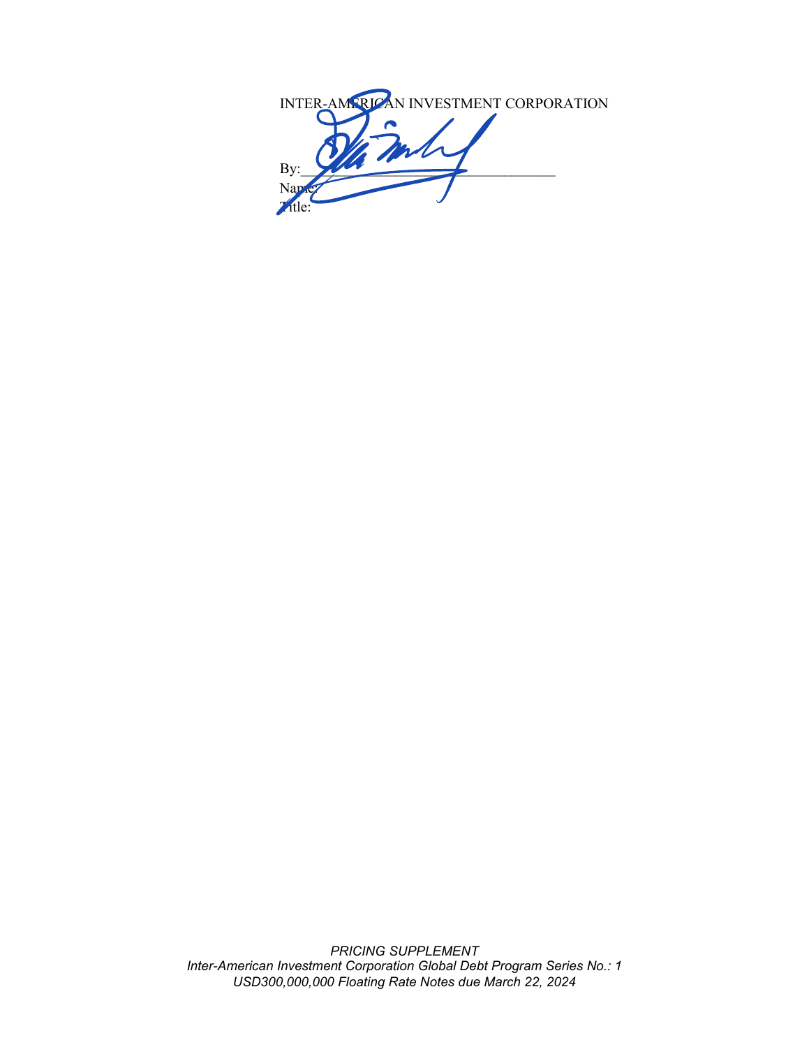INTER-AMERICAN INVESTMENT CORPORATION

By:\_\_\_\_\_\_\_\_\_\_\_\_\_\_\_\_\_\_\_\_\_\_\_\_\_\_\_\_\_\_\_\_\_\_
Name:
Title:

*PRICING SUPPLEMENT*
*Inter-American Investment Corporation Global Debt Program Series No.: 1*
*USD300,000,000 Floating Rate Notes due March 22, 2024*